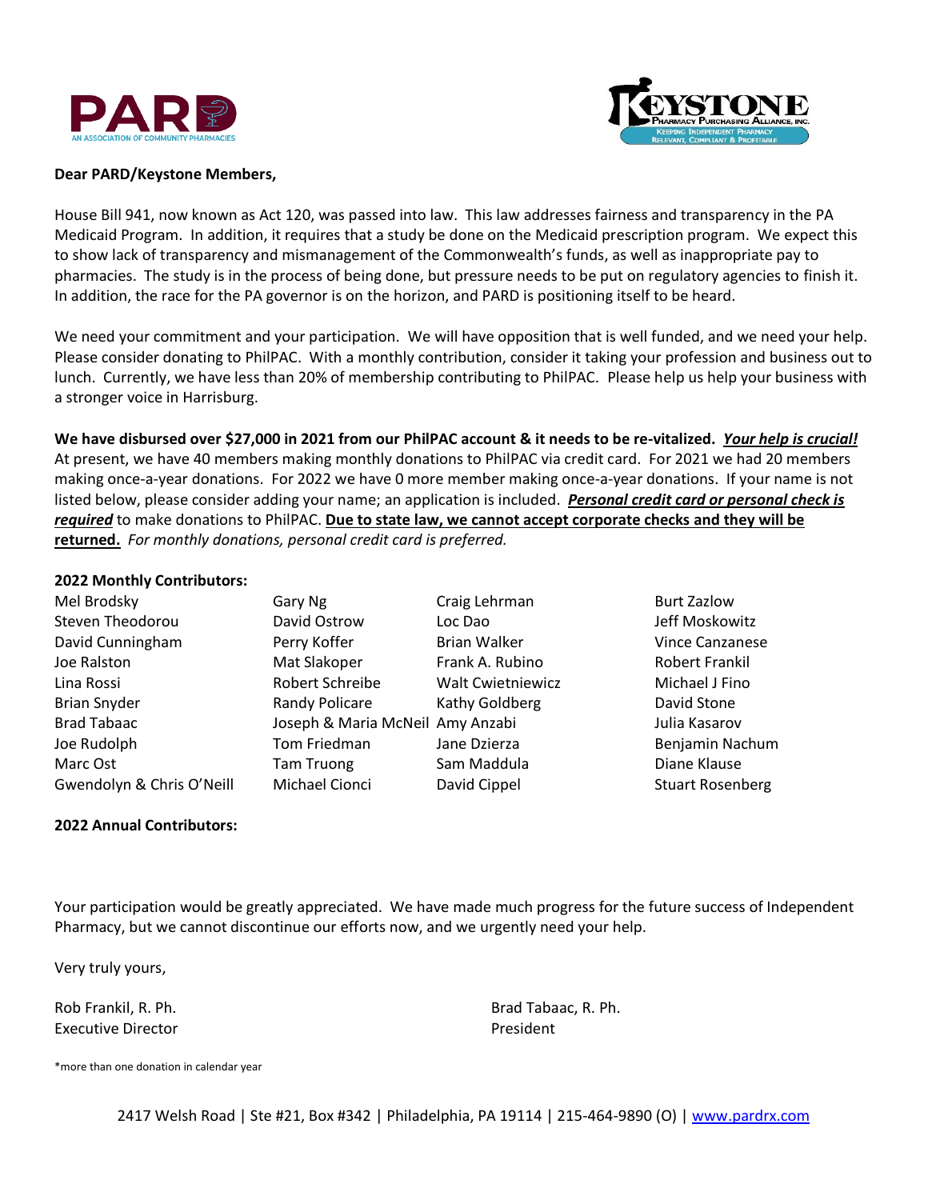PARD
AN ASSOCIATION OF COMMUNITY PHARMACIES

KEYSTONE
PHARMACY PURCHASING ALLIANCE, INC.
KEEPING INDEPENDENT PHARMACY RELEVANT, COMPLIANT & PROFITABLE

**Dear PARD/Keystone Members,**

House Bill 941, now known as Act 120, was passed into law. This law addresses fairness and transparency in the PA Medicaid Program. In addition, it requires that a study be done on the Medicaid prescription program. We expect this to show lack of transparency and mismanagement of the Commonwealth's funds, as well as inappropriate pay to pharmacies. The study is in the process of being done, but pressure needs to be put on regulatory agencies to finish it. In addition, the race for the PA governor is on the horizon, and PARD is positioning itself to be heard.

We need your commitment and your participation. We will have opposition that is well funded, and we need your help. Please consider donating to PhilPAC. With a monthly contribution, consider it taking your profession and business out to lunch. Currently, we have less than 20% of membership contributing to PhilPAC. Please help us help your business with a stronger voice in Harrisburg.

**We have disbursed over $27,000 in 2021 from our PhilPAC account & it needs to be re-vitalized.** ***Your help is crucial!*** At present, we have 40 members making monthly donations to PhilPAC via credit card. For 2021 we had 20 members making once-a-year donations. For 2022 we have 0 more member making once-a-year donations. If your name is not listed below, please consider adding your name; an application is included. ***Personal credit card or personal check is required*** to make donations to PhilPAC. **Due to state law, we cannot accept corporate checks and they will be returned.** *For monthly donations, personal credit card is preferred.*

**2022 Monthly Contributors:**

| | | | |
|---|---|---|---|
| Mel Brodsky | Gary Ng | Craig Lehrman | Burt Zazlow |
| Steven Theodorou | David Ostrow | Loc Dao | Jeff Moskowitz |
| David Cunningham | Perry Koffer | Brian Walker | Vince Canzanese |
| Joe Ralston | Mat Slakoper | Frank A. Rubino | Robert Frankil |
| Lina Rossi | Robert Schreibe | Walt Cwietniewicz | Michael J Fino |
| Brian Snyder | Randy Policare | Kathy Goldberg | David Stone |
| Brad Tabaac | Joseph & Maria McNeil | Amy Anzabi | Julia Kasarov |
| Joe Rudolph | Tom Friedman | Jane Dzierza | Benjamin Nachum |
| Marc Ost | Tam Truong | Sam Maddula | Diane Klause |
| Gwendolyn & Chris O'Neill | Michael Cionci | David Cippel | Stuart Rosenberg |

**2022 Annual Contributors:**

Your participation would be greatly appreciated. We have made much progress for the future success of Independent Pharmacy, but we cannot discontinue our efforts now, and we urgently need your help.

Very truly yours,

Rob Frankil, R. Ph.
Executive Director

Brad Tabaac, R. Ph.
President

*more than one donation in calendar year

2417 Welsh Road | Ste #21, Box #342 | Philadelphia, PA 19114 | 215-464-9890 (O) | www.pardrx.com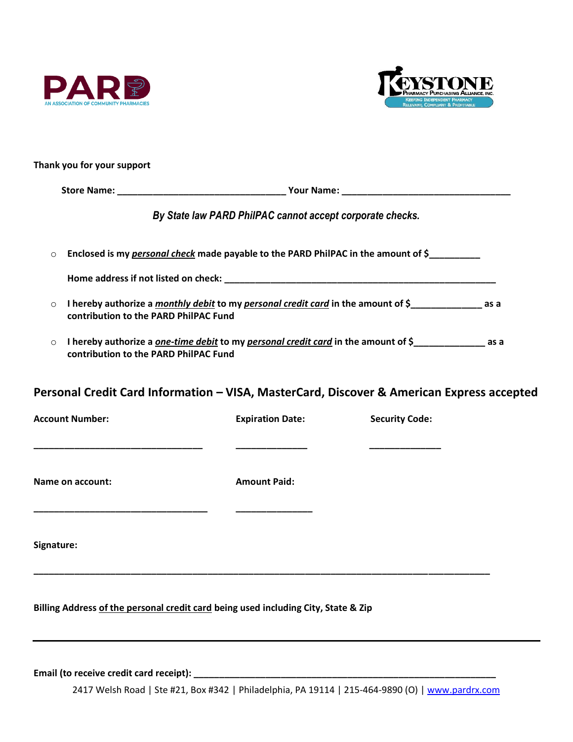PARD
AN ASSOCIATION OF COMMUNITY PHARMACIES

KEYSTONE
PHARMACY PURCHASING ALLIANCE, INC.
KEEPING INDEPENDENT PHARMACY RELEVANT, COMPLIANT & PROFITABLE

**Thank you for your support**

**Store Name: _________________________________ Your Name: _________________________________**

*By State law PARD PhilPAC cannot accept corporate checks.*

- ○ **Enclosed is my *personal check* made payable to the PARD PhilPAC in the amount of $__________**

  **Home address if not listed on check: _____________________________________________________**

- ○ **I hereby authorize a *monthly debit* to my *personal credit card* in the amount of $______________ as a contribution to the PARD PhilPAC Fund**

- ○ **I hereby authorize a *one-time debit* to my *personal credit card* in the amount of $______________ as a contribution to the PARD PhilPAC Fund**

## Personal Credit Card Information – VISA, MasterCard, Discover & American Express accepted

**Account Number:** _________________________________

**Expiration Date:** ______________

**Security Code:** ______________

**Name on account:** __________________________________

**Amount Paid:** _______________

**Signature:**

__________________________________________________________________________________________

**Billing Address of the personal credit card being used including City, State & Zip**

__________________________________________________________________________________________

**Email (to receive credit card receipt): ___________________________________________________________**

2417 Welsh Road | Ste #21, Box #342 | Philadelphia, PA 19114 | 215-464-9890 (O) | www.pardrx.com